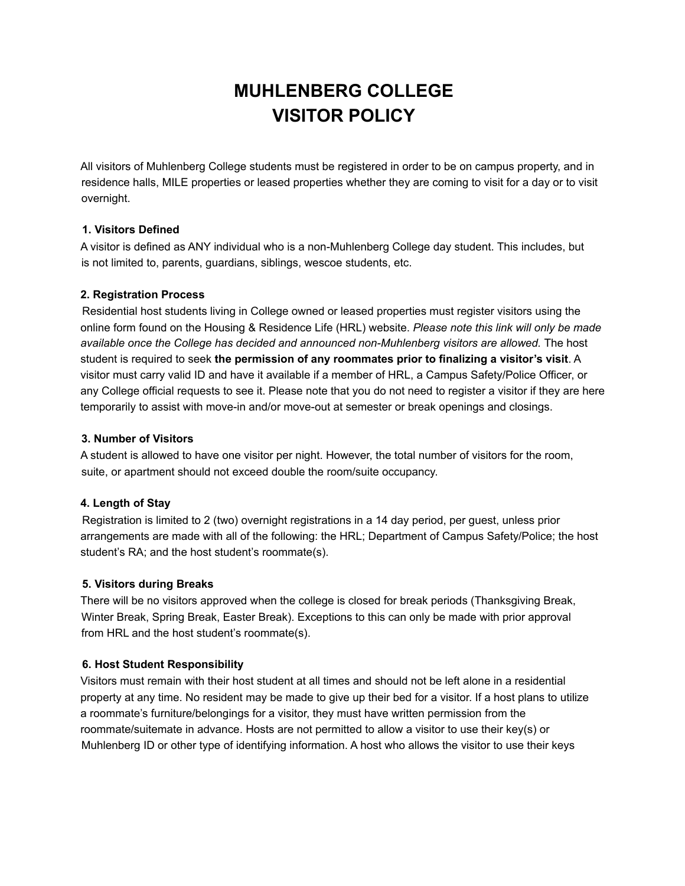# MUHLENBERG COLLEGE
# VISITOR POLICY

All visitors of Muhlenberg College students must be registered in order to be on campus property, and in residence halls, MILE properties or leased properties whether they are coming to visit for a day or to visit overnight.

**1. Visitors Defined**

A visitor is defined as ANY individual who is a non-Muhlenberg College day student. This includes, but is not limited to, parents, guardians, siblings, wescoe students, etc.

**2. Registration Process**

Residential host students living in College owned or leased properties must register visitors using the online form found on the Housing & Residence Life (HRL) website. *Please note this link will only be made available once the College has decided and announced non-Muhlenberg visitors are allowed.* The host student is required to seek **the permission of any roommates prior to finalizing a visitor's visit**. A visitor must carry valid ID and have it available if a member of HRL, a Campus Safety/Police Officer, or any College official requests to see it. Please note that you do not need to register a visitor if they are here temporarily to assist with move-in and/or move-out at semester or break openings and closings.

**3. Number of Visitors**

A student is allowed to have one visitor per night. However, the total number of visitors for the room, suite, or apartment should not exceed double the room/suite occupancy.

**4. Length of Stay**

Registration is limited to 2 (two) overnight registrations in a 14 day period, per guest, unless prior arrangements are made with all of the following: the HRL; Department of Campus Safety/Police; the host student's RA; and the host student's roommate(s).

**5. Visitors during Breaks**

There will be no visitors approved when the college is closed for break periods (Thanksgiving Break, Winter Break, Spring Break, Easter Break). Exceptions to this can only be made with prior approval from HRL and the host student's roommate(s).

**6. Host Student Responsibility**

Visitors must remain with their host student at all times and should not be left alone in a residential property at any time. No resident may be made to give up their bed for a visitor. If a host plans to utilize a roommate's furniture/belongings for a visitor, they must have written permission from the roommate/suitemate in advance. Hosts are not permitted to allow a visitor to use their key(s) or Muhlenberg ID or other type of identifying information. A host who allows the visitor to use their keys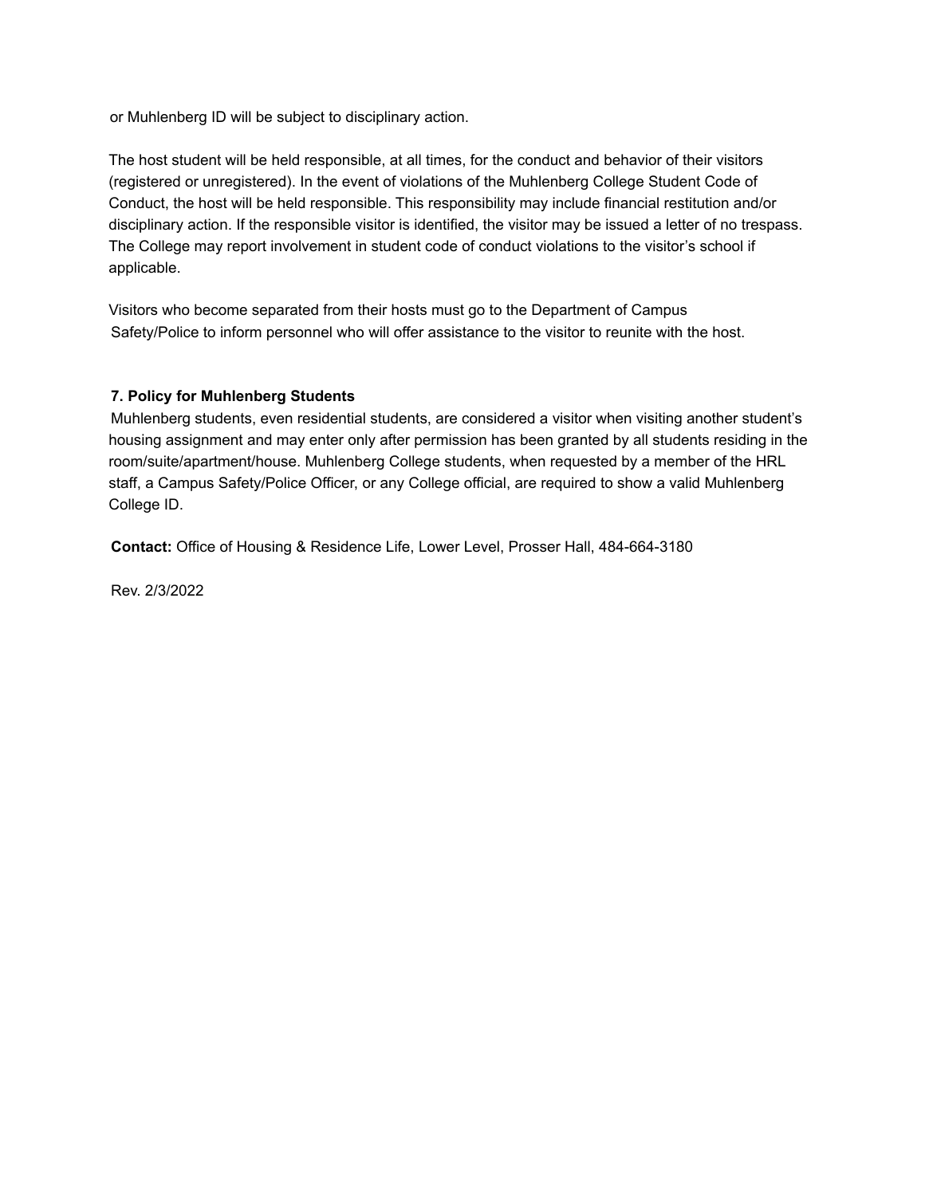or Muhlenberg ID will be subject to disciplinary action.

The host student will be held responsible, at all times, for the conduct and behavior of their visitors (registered or unregistered). In the event of violations of the Muhlenberg College Student Code of Conduct, the host will be held responsible. This responsibility may include financial restitution and/or disciplinary action. If the responsible visitor is identified, the visitor may be issued a letter of no trespass. The College may report involvement in student code of conduct violations to the visitor's school if applicable.

Visitors who become separated from their hosts must go to the Department of Campus Safety/Police to inform personnel who will offer assistance to the visitor to reunite with the host.

### 7. Policy for Muhlenberg Students

Muhlenberg students, even residential students, are considered a visitor when visiting another student's housing assignment and may enter only after permission has been granted by all students residing in the room/suite/apartment/house. Muhlenberg College students, when requested by a member of the HRL staff, a Campus Safety/Police Officer, or any College official, are required to show a valid Muhlenberg College ID.

**Contact:** Office of Housing & Residence Life, Lower Level, Prosser Hall, 484-664-3180

Rev. 2/3/2022